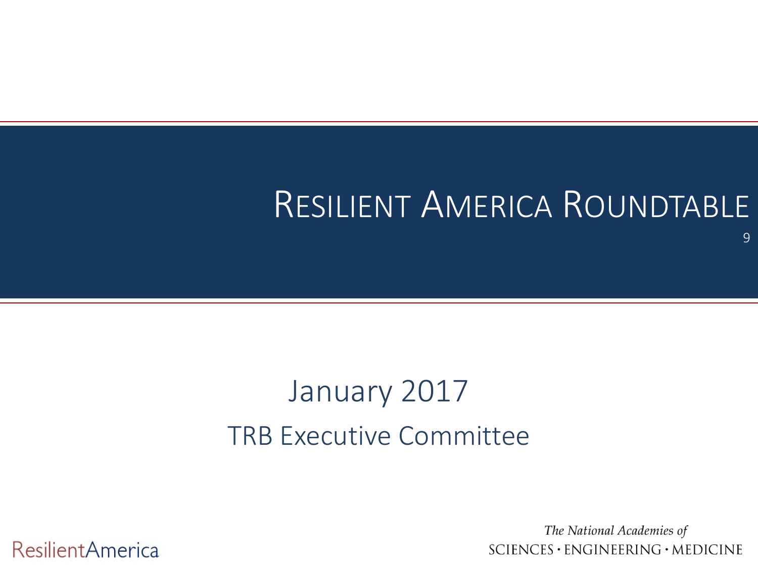# Resilient America Roundtable

January 2017

TRB Executive Committee

ResilientAmerica

*The National Academies of*
SCIENCES · ENGINEERING · MEDICINE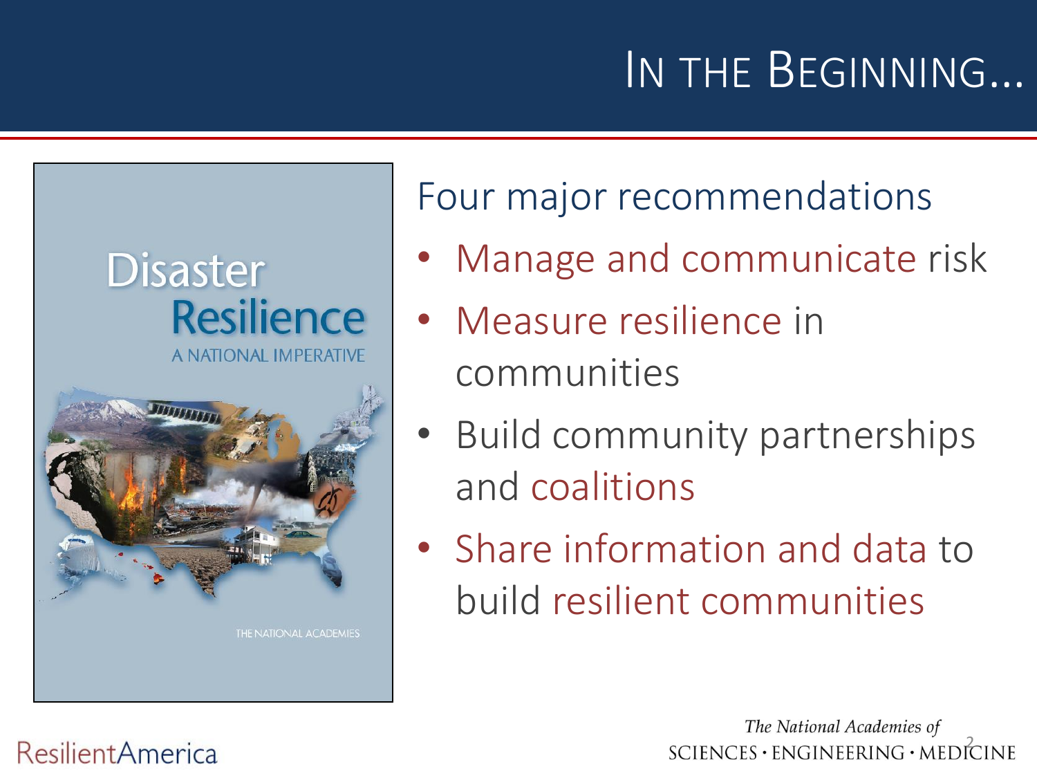# In the Beginning…

Disaster Resilience

A NATIONAL IMPERATIVE

THE NATIONAL ACADEMIES

Four major recommendations

- Manage and communicate risk
- Measure resilience in communities
- Build community partnerships and coalitions
- Share information and data to build resilient communities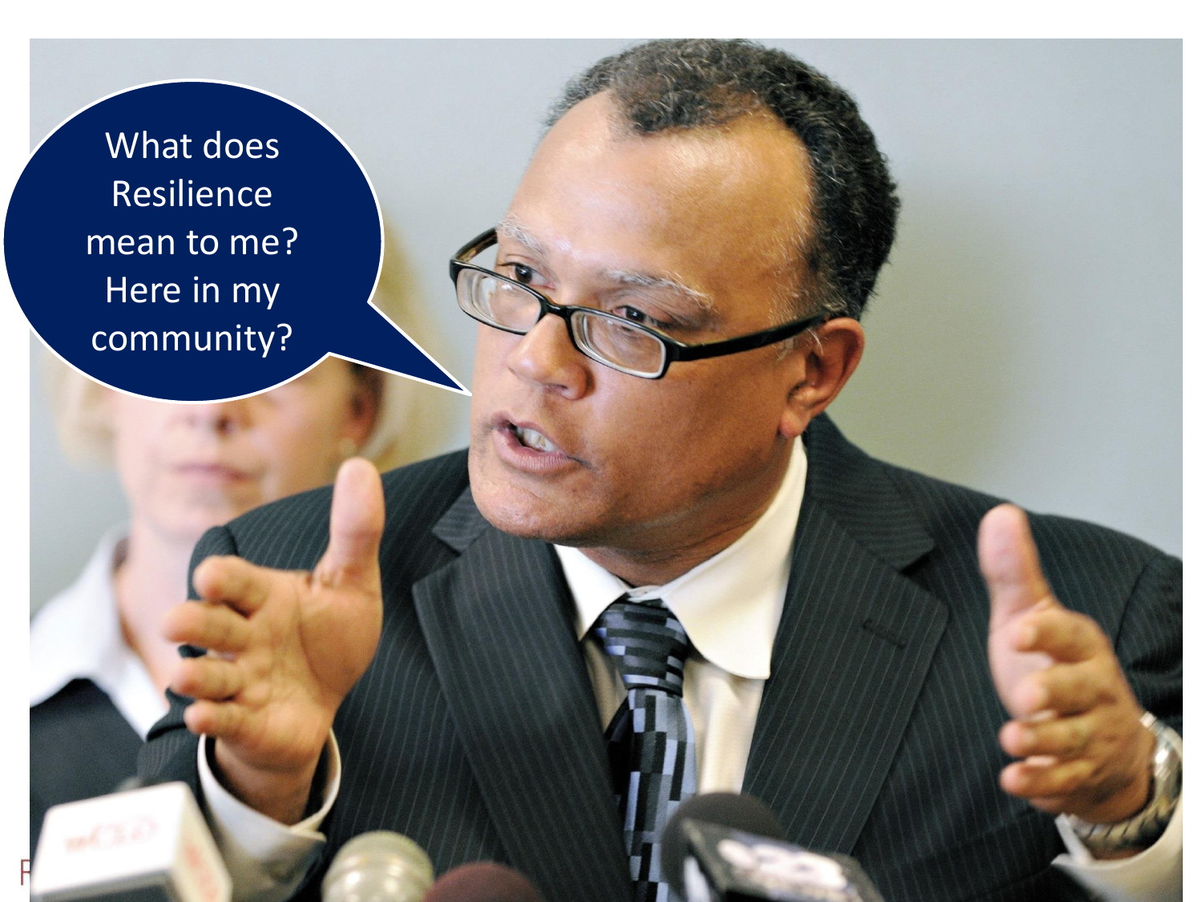What does Resilience mean to me? Here in my community?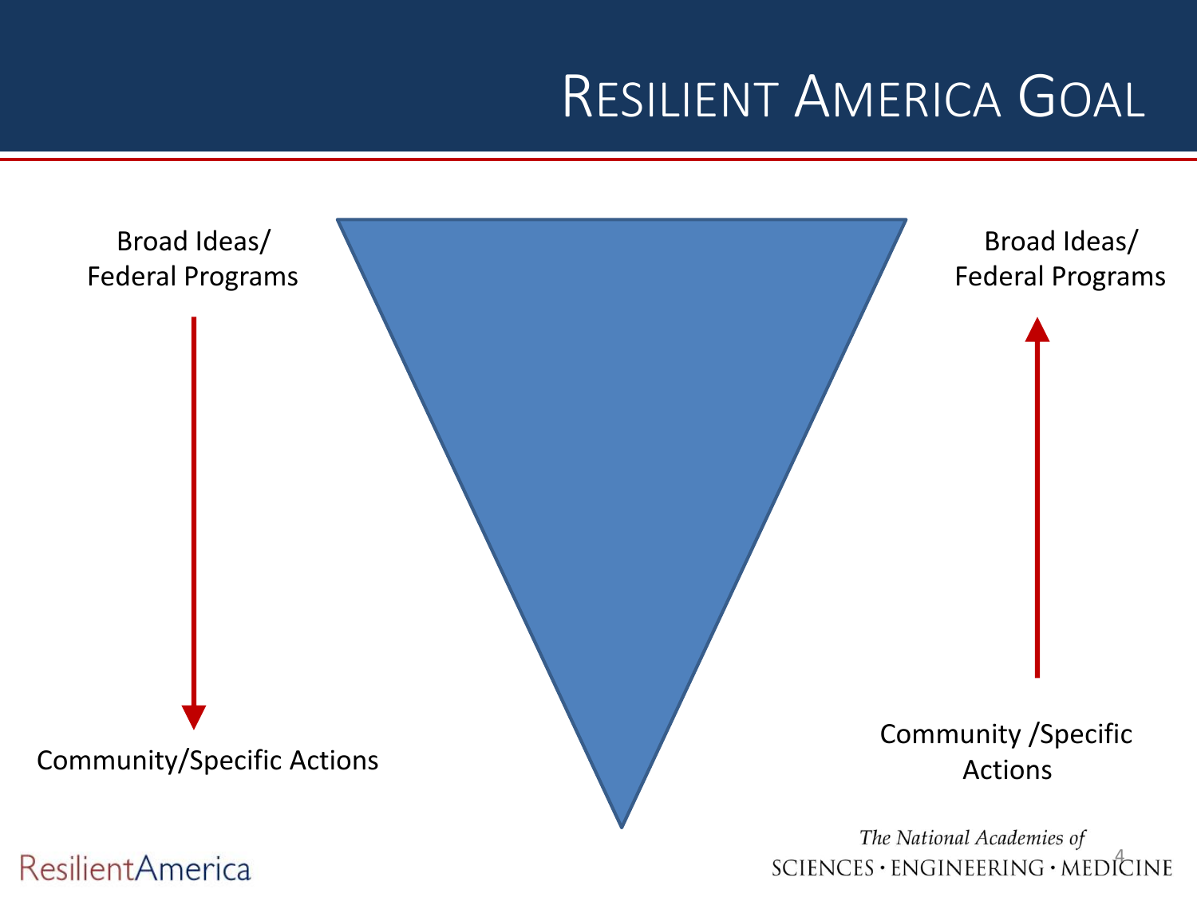# Resilient America Goal

Broad Ideas/
Federal Programs

Community/Specific Actions

Broad Ideas/
Federal Programs

Community /Specific
Actions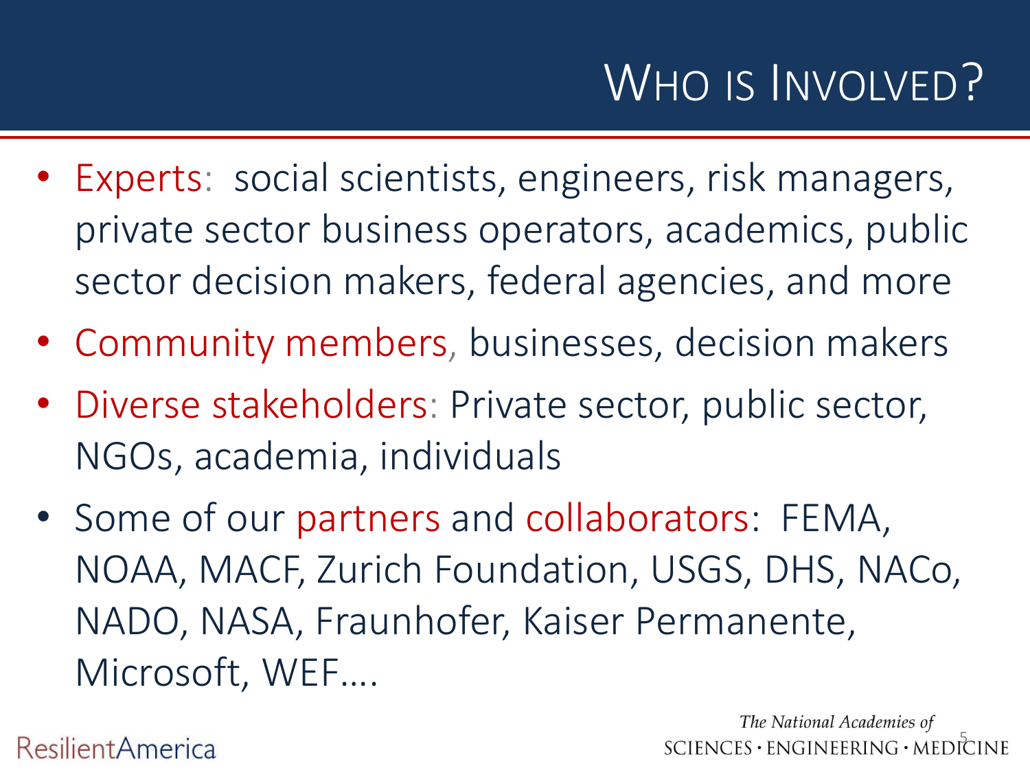# Who is Involved?

- Experts: social scientists, engineers, risk managers, private sector business operators, academics, public sector decision makers, federal agencies, and more
- Community members, businesses, decision makers
- Diverse stakeholders: Private sector, public sector, NGOs, academia, individuals
- Some of our partners and collaborators: FEMA, NOAA, MACF, Zurich Foundation, USGS, DHS, NACo, NADO, NASA, Fraunhofer, Kaiser Permanente, Microsoft, WEF….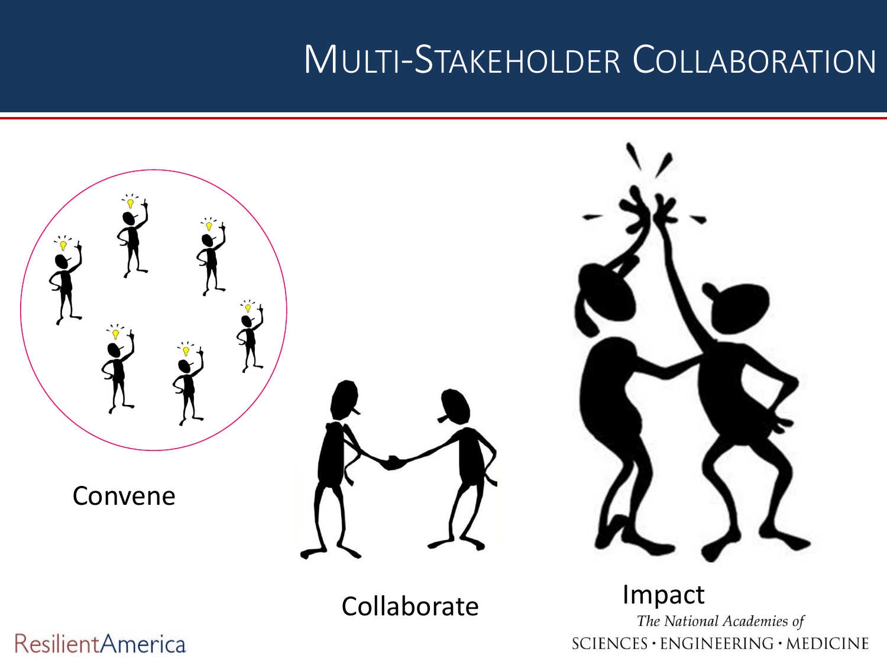# Multi-Stakeholder Collaboration

Convene

Collaborate

Impact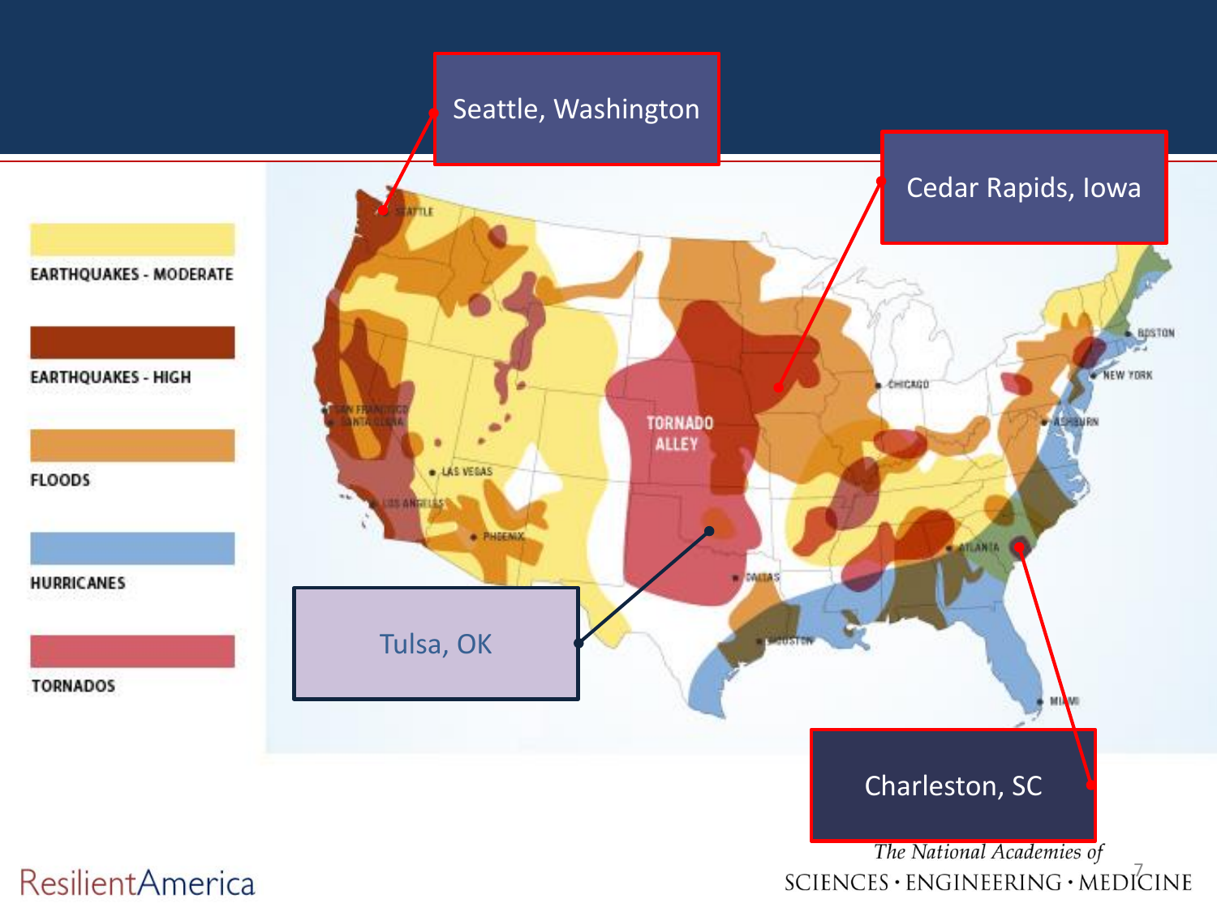Seattle, Washington

Cedar Rapids, Iowa

EARTHQUAKES - MODERATE

EARTHQUAKES - HIGH

FLOODS

HURRICANES

TORNADOS

TORNADO ALLEY

SEATTLE

SAN FRANCISCO

SANTA CLARA

LAS VEGAS

LOS ANGELES

PHOENIX

DALLAS

HOUSTON

CHICAGO

ATLANTA

MIAMI

ASHBURN

NEW YORK

BOSTON

Tulsa, OK

Charleston, SC

ResilientAmerica

*The National Academies of*
SCIENCES · ENGINEERING · MEDICINE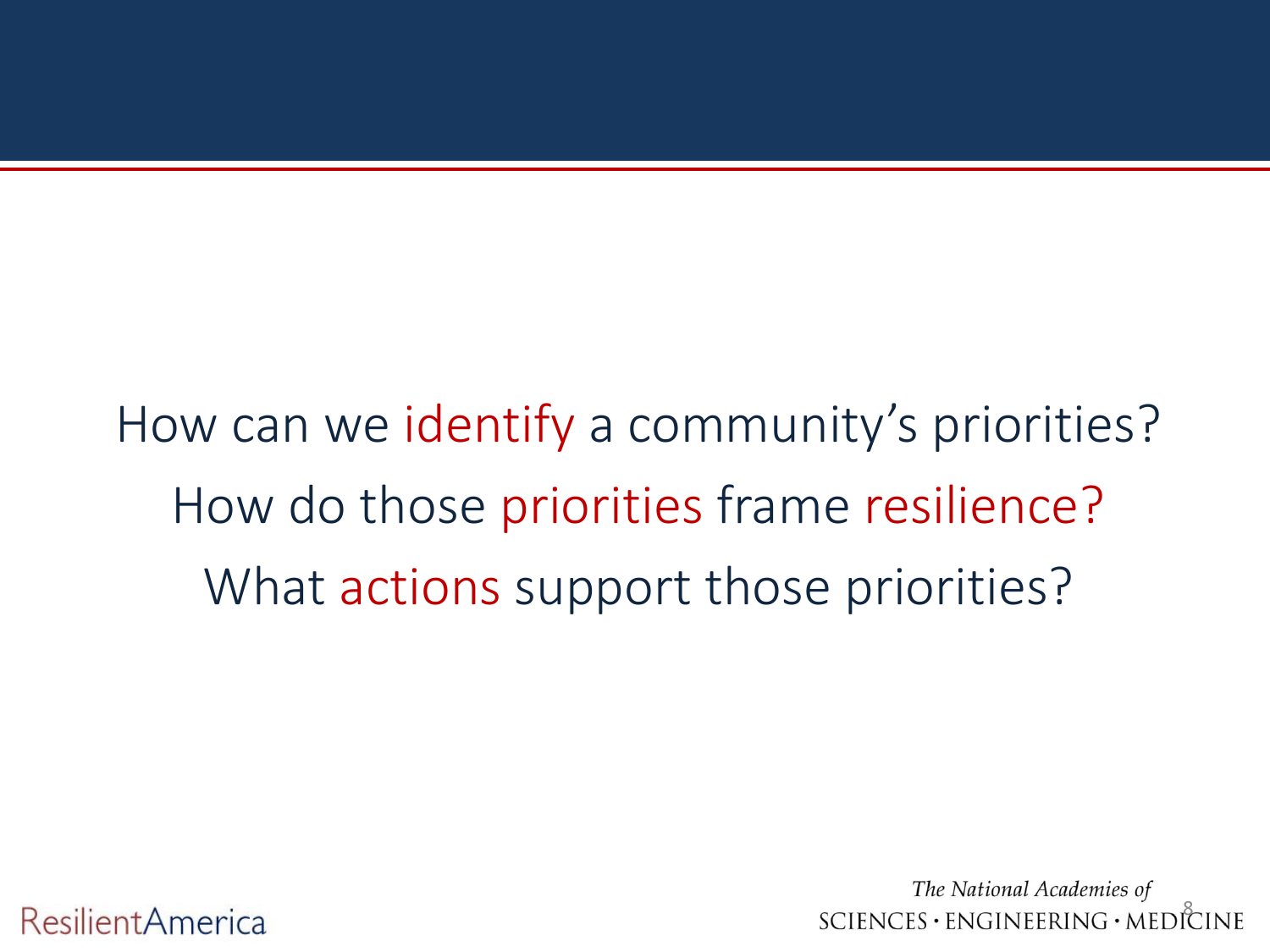How can we identify a community's priorities?

How do those priorities frame resilience?

What actions support those priorities?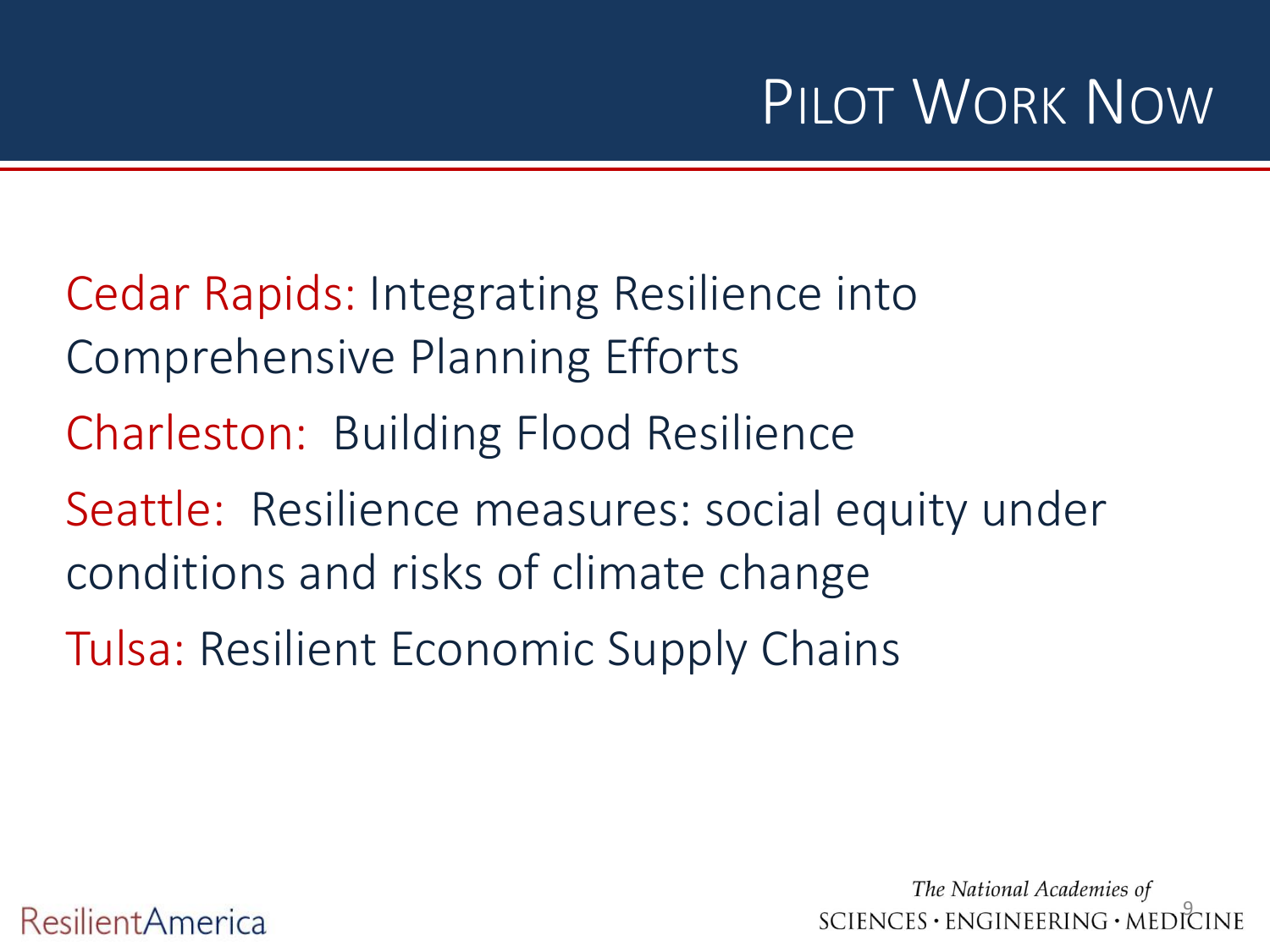# Pilot Work Now

Cedar Rapids: Integrating Resilience into Comprehensive Planning Efforts

Charleston: Building Flood Resilience

Seattle: Resilience measures: social equity under conditions and risks of climate change

Tulsa: Resilient Economic Supply Chains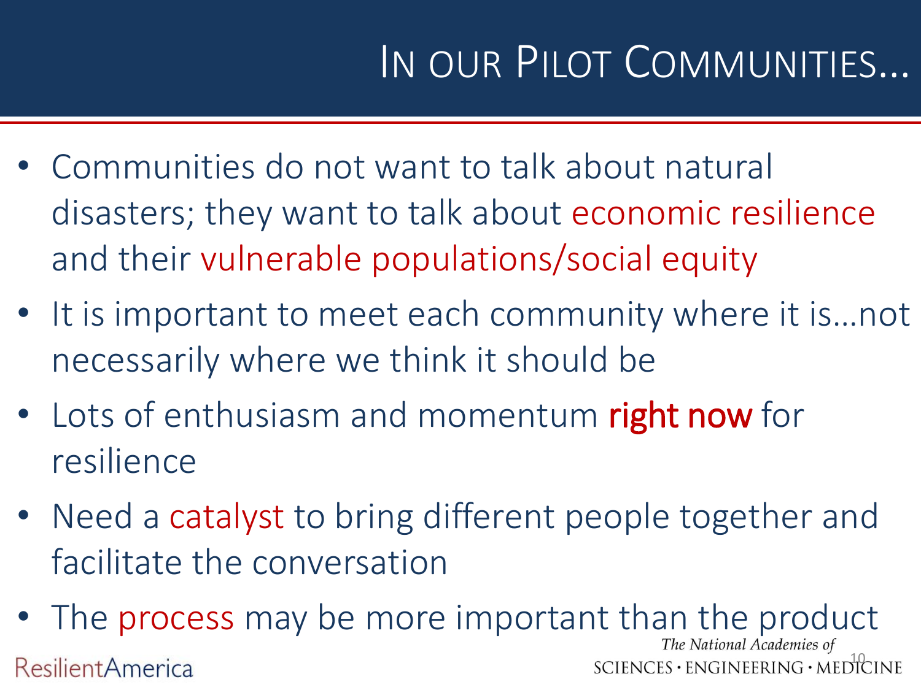# IN OUR PILOT COMMUNITIES…

- Communities do not want to talk about natural disasters; they want to talk about economic resilience and their vulnerable populations/social equity
- It is important to meet each community where it is…not necessarily where we think it should be
- Lots of enthusiasm and momentum **right now** for resilience
- Need a catalyst to bring different people together and facilitate the conversation
- The process may be more important than the product

ResilientAmerica

*The National Academies of* SCIENCES · ENGINEERING · MEDICINE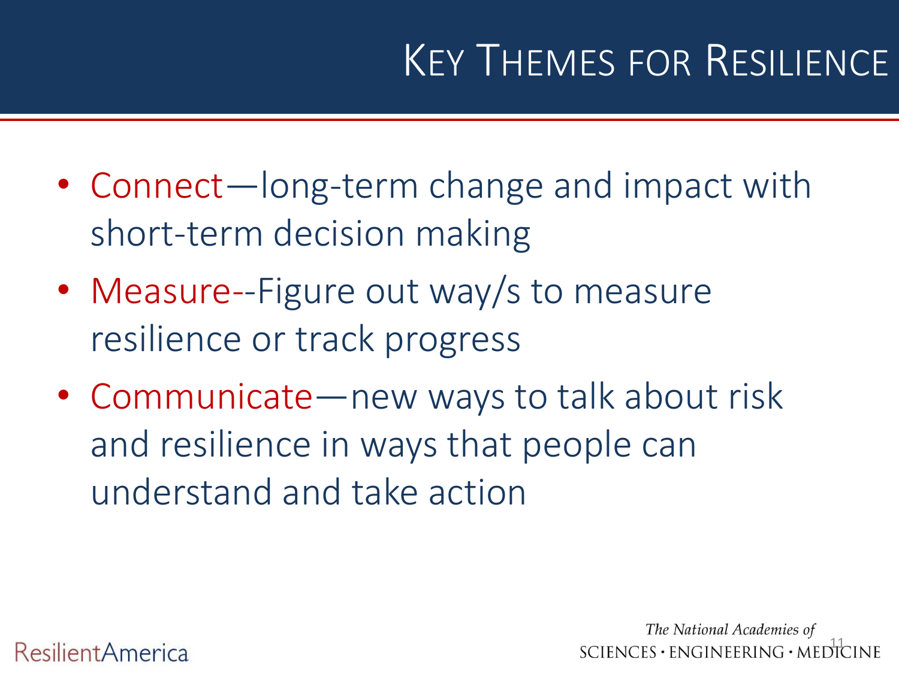# Key Themes for Resilience

- Connect—long-term change and impact with short-term decision making
- Measure--Figure out way/s to measure resilience or track progress
- Communicate—new ways to talk about risk and resilience in ways that people can understand and take action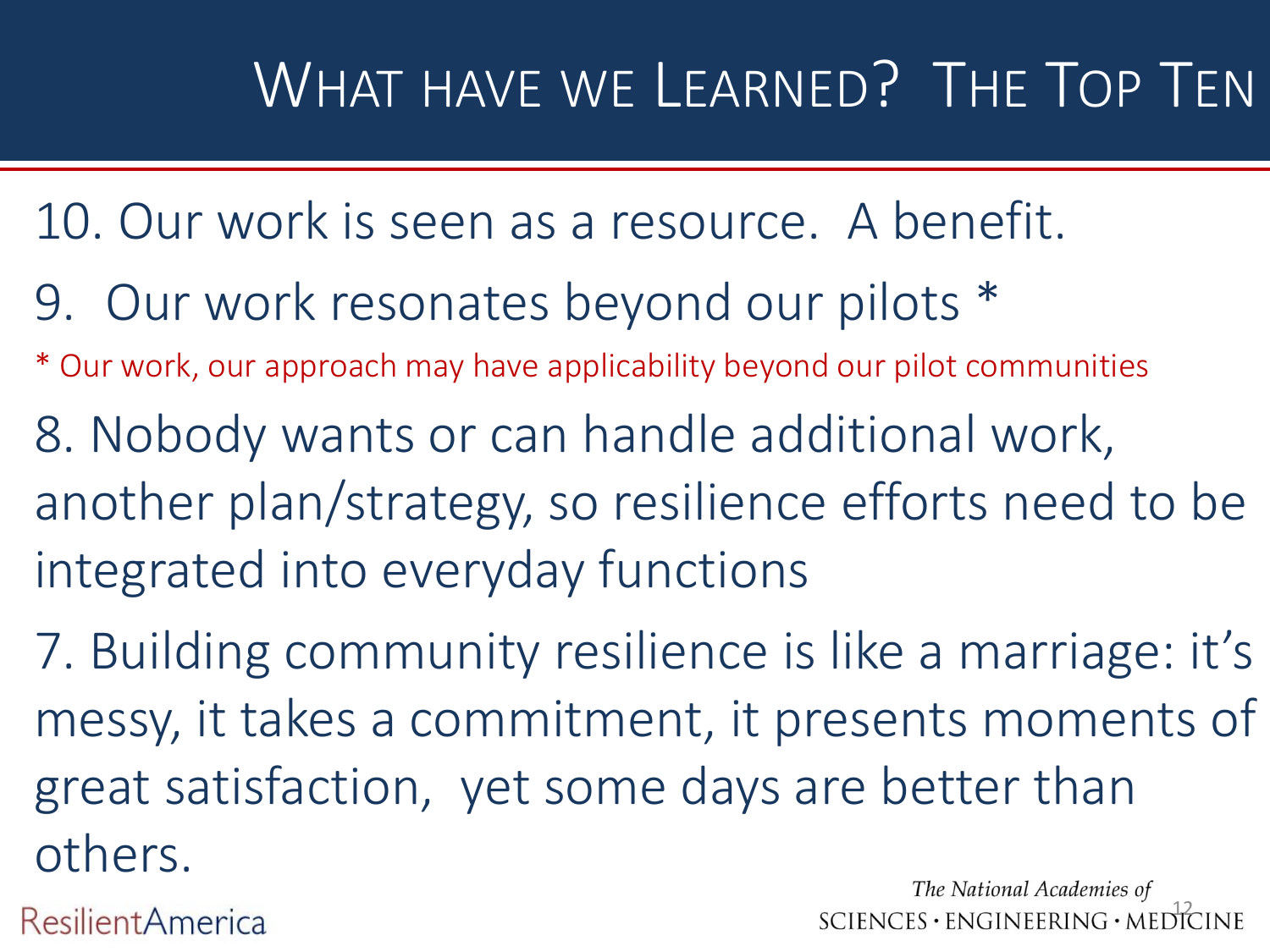# What have we Learned? The Top Ten

10. Our work is seen as a resource. A benefit.

9. Our work resonates beyond our pilots *

* Our work, our approach may have applicability beyond our pilot communities

8. Nobody wants or can handle additional work, another plan/strategy, so resilience efforts need to be integrated into everyday functions

7. Building community resilience is like a marriage: it's messy, it takes a commitment, it presents moments of great satisfaction, yet some days are better than others.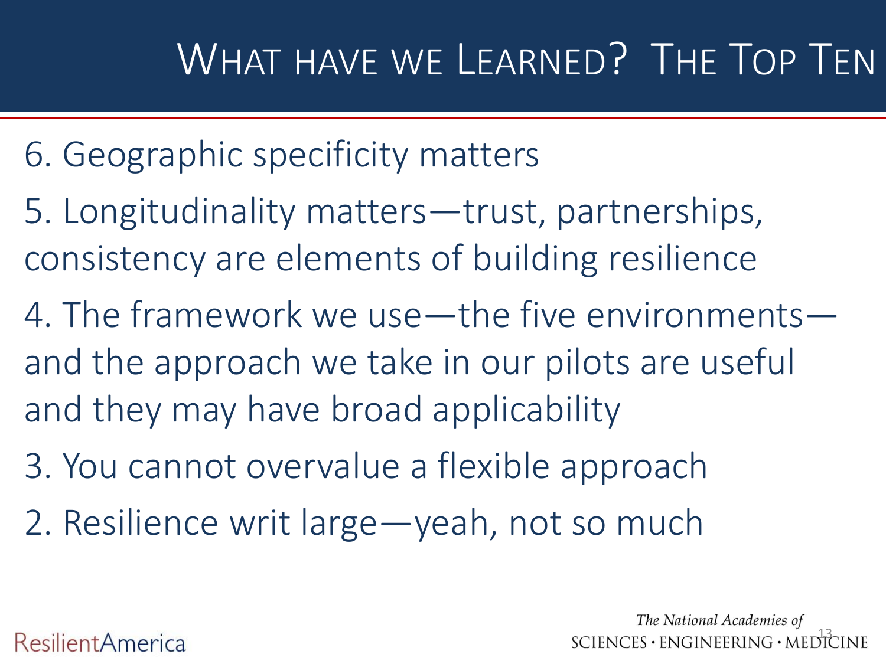# What have we Learned? The Top Ten

6. Geographic specificity matters

5. Longitudinality matters—trust, partnerships, consistency are elements of building resilience

4. The framework we use—the five environments—and the approach we take in our pilots are useful and they may have broad applicability

3. You cannot overvalue a flexible approach

2. Resilience writ large—yeah, not so much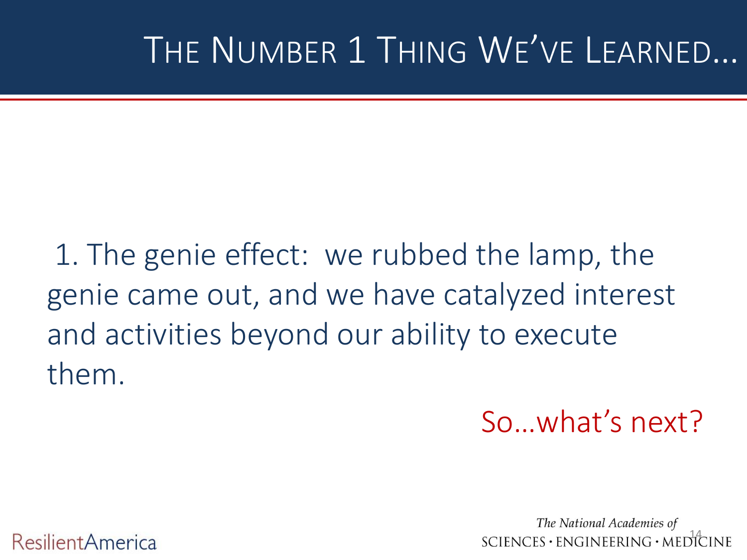# THE NUMBER 1 THING WE'VE LEARNED…

1. The genie effect: we rubbed the lamp, the genie came out, and we have catalyzed interest and activities beyond our ability to execute them.

So…what's next?

ResilientAmerica

*The National Academies of*
SCIENCES · ENGINEERING · MEDICINE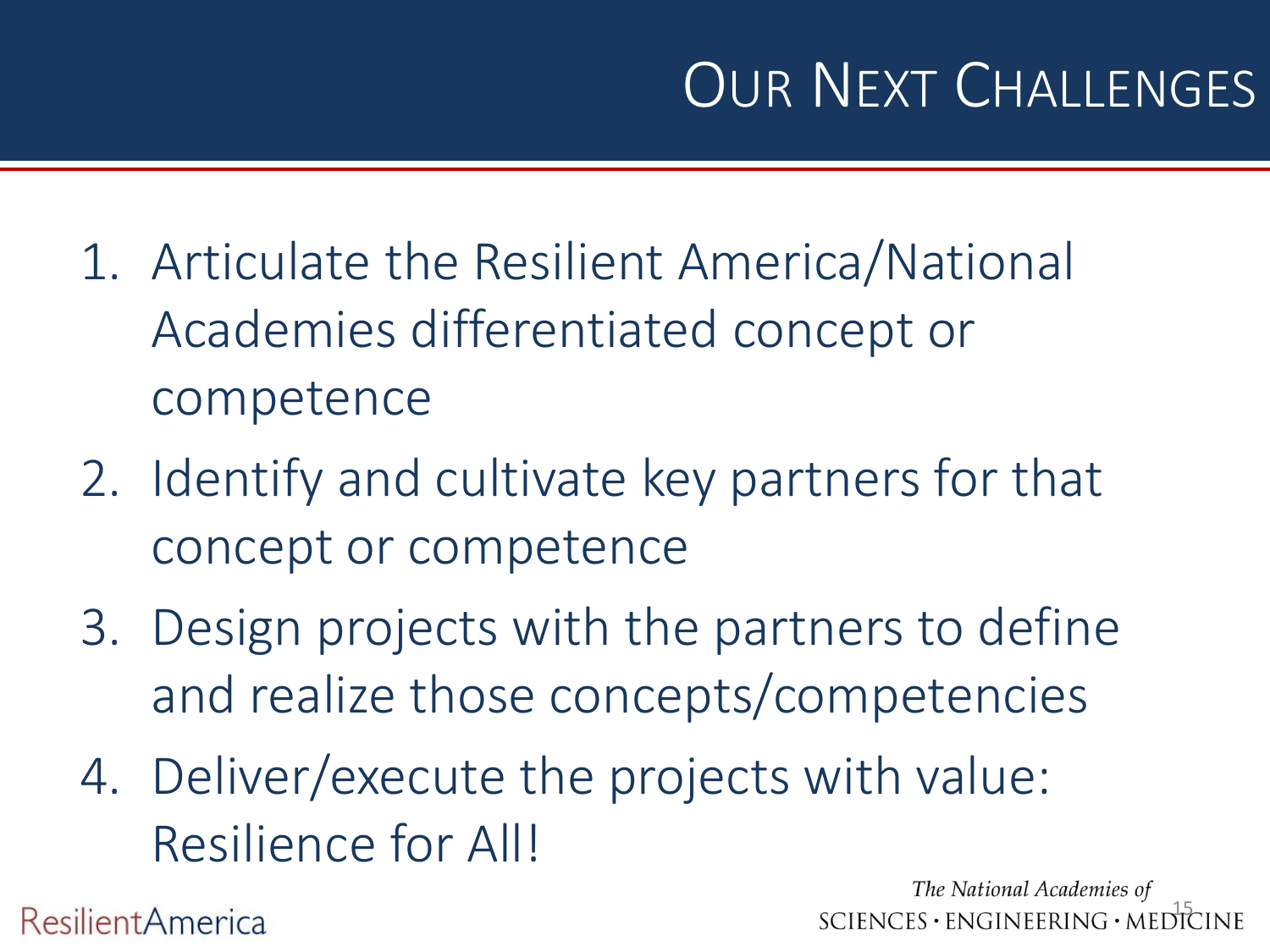# Our Next Challenges

1. Articulate the Resilient America/National Academies differentiated concept or competence
2. Identify and cultivate key partners for that concept or competence
3. Design projects with the partners to define and realize those concepts/competencies
4. Deliver/execute the projects with value: Resilience for All!

ResilientAmerica

*The National Academies of*
SCIENCES · ENGINEERING · MEDICINE